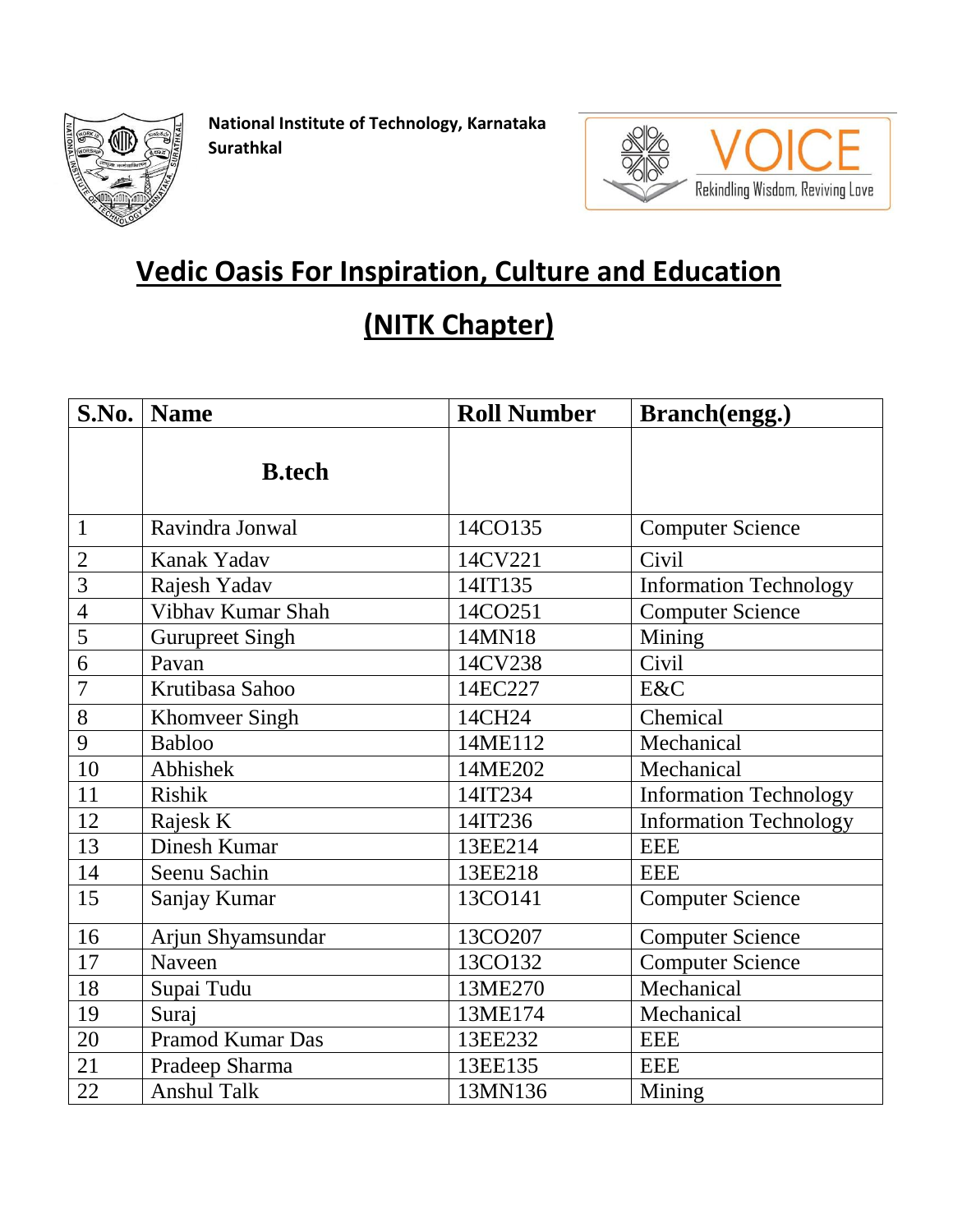National Institute of Technology, Karnataka
Surathkal

VOICE
Rekindling Wisdom, Reviving Love

# Vedic Oasis For Inspiration, Culture and Education

# (NITK Chapter)

| S.No. | Name | Roll Number | Branch(engg.) |
|---|---|---|---|
| | **B.tech** | | |
| 1 | Ravindra Jonwal | 14CO135 | Computer Science |
| 2 | Kanak Yadav | 14CV221 | Civil |
| 3 | Rajesh Yadav | 14IT135 | Information Technology |
| 4 | Vibhav Kumar Shah | 14CO251 | Computer Science |
| 5 | Gurupreet Singh | 14MN18 | Mining |
| 6 | Pavan | 14CV238 | Civil |
| 7 | Krutibasa Sahoo | 14EC227 | E&C |
| 8 | Khomveer Singh | 14CH24 | Chemical |
| 9 | Babloo | 14ME112 | Mechanical |
| 10 | Abhishek | 14ME202 | Mechanical |
| 11 | Rishik | 14IT234 | Information Technology |
| 12 | Rajesk K | 14IT236 | Information Technology |
| 13 | Dinesh Kumar | 13EE214 | EEE |
| 14 | Seenu Sachin | 13EE218 | EEE |
| 15 | Sanjay Kumar | 13CO141 | Computer Science |
| 16 | Arjun Shyamsundar | 13CO207 | Computer Science |
| 17 | Naveen | 13CO132 | Computer Science |
| 18 | Supai Tudu | 13ME270 | Mechanical |
| 19 | Suraj | 13ME174 | Mechanical |
| 20 | Pramod Kumar Das | 13EE232 | EEE |
| 21 | Pradeep Sharma | 13EE135 | EEE |
| 22 | Anshul Talk | 13MN136 | Mining |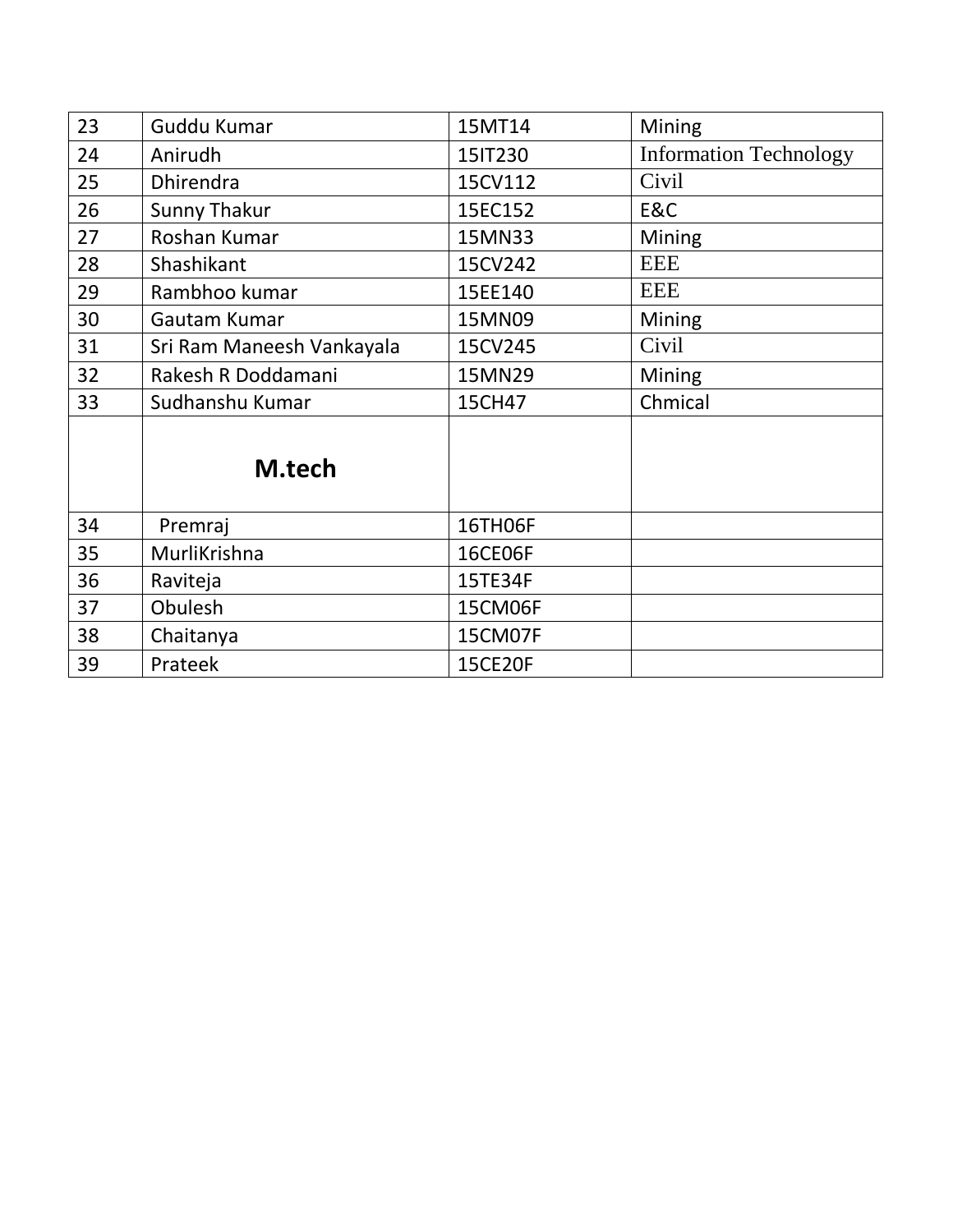| | | | |
|---|---|---|---|
| 23 | Guddu Kumar | 15MT14 | Mining |
| 24 | Anirudh | 15IT230 | Information Technology |
| 25 | Dhirendra | 15CV112 | Civil |
| 26 | Sunny Thakur | 15EC152 | E&C |
| 27 | Roshan Kumar | 15MN33 | Mining |
| 28 | Shashikant | 15CV242 | EEE |
| 29 | Rambhoo kumar | 15EE140 | EEE |
| 30 | Gautam Kumar | 15MN09 | Mining |
| 31 | Sri Ram Maneesh Vankayala | 15CV245 | Civil |
| 32 | Rakesh R Doddamani | 15MN29 | Mining |
| 33 | Sudhanshu Kumar | 15CH47 | Chmical |
| | **M.tech** | | |
| 34 | Premraj | 16TH06F | |
| 35 | MurliKrishna | 16CE06F | |
| 36 | Raviteja | 15TE34F | |
| 37 | Obulesh | 15CM06F | |
| 38 | Chaitanya | 15CM07F | |
| 39 | Prateek | 15CE20F | |